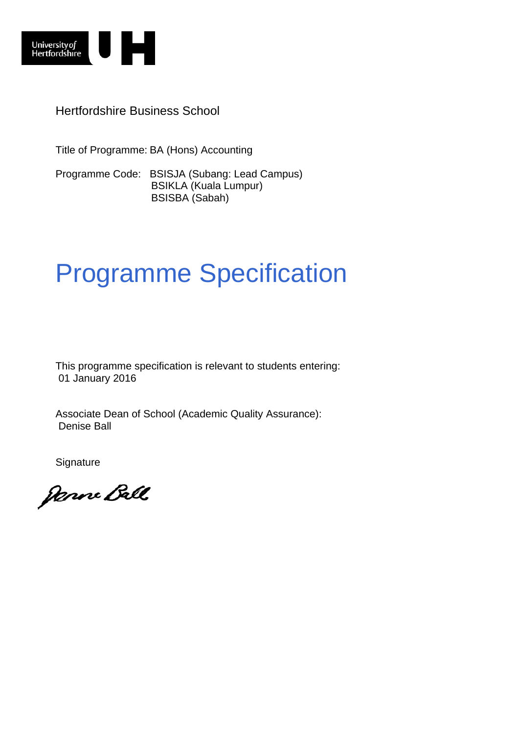University of Hertfordshire

Hertfordshire Business School

Title of Programme: BA (Hons) Accounting

Programme Code: BSISJA (Subang: Lead Campus)
BSIKLA (Kuala Lumpur)
BSISBA (Sabah)

# Programme Specification

This programme specification is relevant to students entering:
01 January 2016

Associate Dean of School (Academic Quality Assurance):
Denise Ball

Signature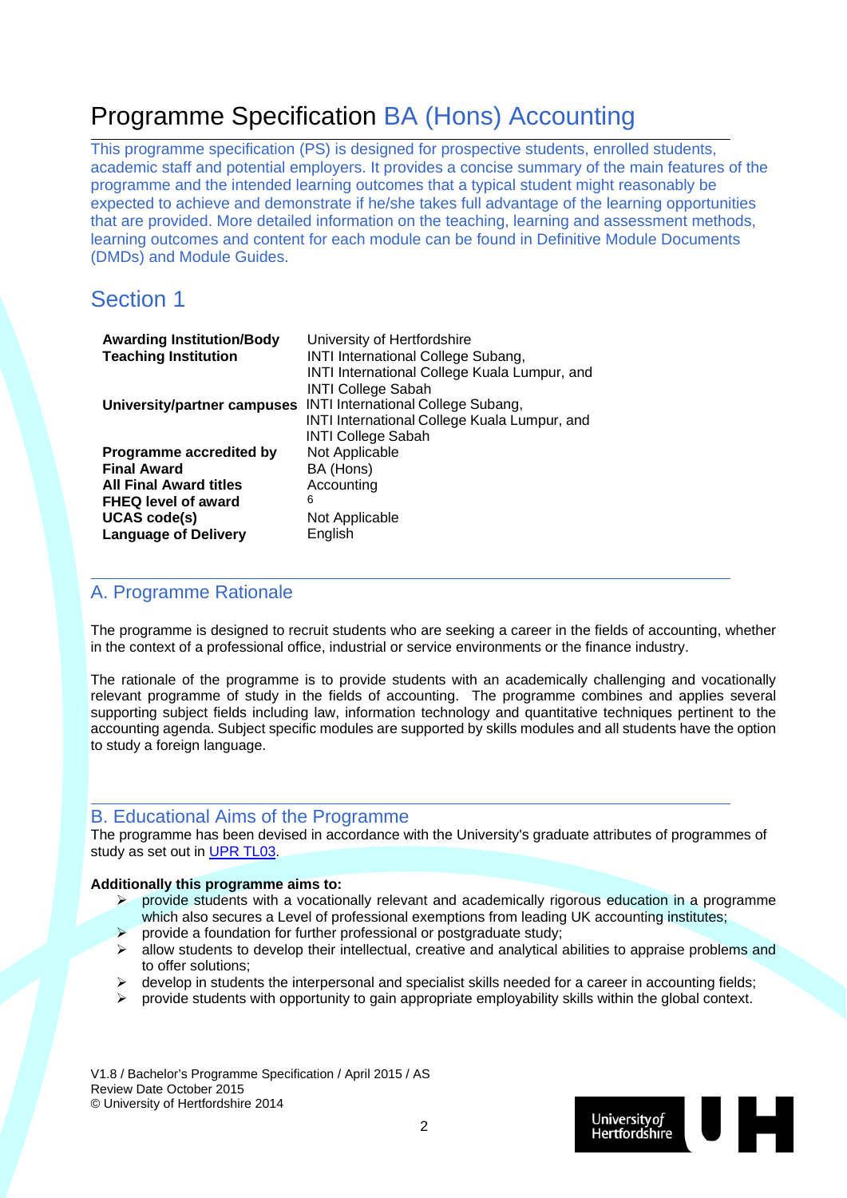# Programme Specification BA (Hons) Accounting

This programme specification (PS) is designed for prospective students, enrolled students, academic staff and potential employers. It provides a concise summary of the main features of the programme and the intended learning outcomes that a typical student might reasonably be expected to achieve and demonstrate if he/she takes full advantage of the learning opportunities that are provided. More detailed information on the teaching, learning and assessment methods, learning outcomes and content for each module can be found in Definitive Module Documents (DMDs) and Module Guides.

## Section 1

| | |
|---|---|
| **Awarding Institution/Body** | University of Hertfordshire |
| **Teaching Institution** | INTI International College Subang, INTI International College Kuala Lumpur, and INTI College Sabah |
| **University/partner campuses** | INTI International College Subang, INTI International College Kuala Lumpur, and INTI College Sabah |
| **Programme accredited by** | Not Applicable |
| **Final Award** | BA (Hons) |
| **All Final Award titles** | Accounting |
| **FHEQ level of award** | 6 |
| **UCAS code(s)** | Not Applicable |
| **Language of Delivery** | English |

## A. Programme Rationale

The programme is designed to recruit students who are seeking a career in the fields of accounting, whether in the context of a professional office, industrial or service environments or the finance industry.

The rationale of the programme is to provide students with an academically challenging and vocationally relevant programme of study in the fields of accounting. The programme combines and applies several supporting subject fields including law, information technology and quantitative techniques pertinent to the accounting agenda. Subject specific modules are supported by skills modules and all students have the option to study a foreign language.

## B. Educational Aims of the Programme

The programme has been devised in accordance with the University's graduate attributes of programmes of study as set out in UPR TL03.

**Additionally this programme aims to:**

- provide students with a vocationally relevant and academically rigorous education in a programme which also secures a Level of professional exemptions from leading UK accounting institutes;
- provide a foundation for further professional or postgraduate study;
- allow students to develop their intellectual, creative and analytical abilities to appraise problems and to offer solutions;
- develop in students the interpersonal and specialist skills needed for a career in accounting fields;
- provide students with opportunity to gain appropriate employability skills within the global context.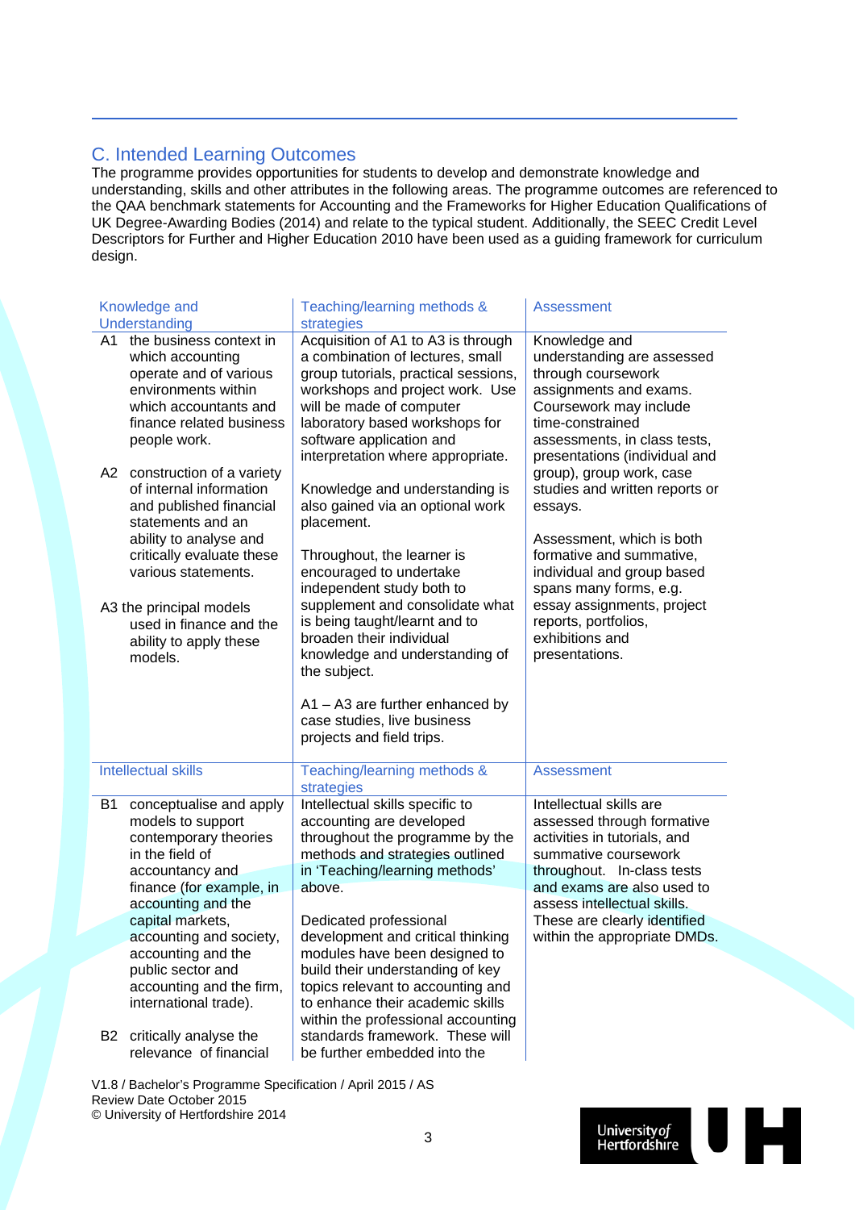## C. Intended Learning Outcomes

The programme provides opportunities for students to develop and demonstrate knowledge and understanding, skills and other attributes in the following areas. The programme outcomes are referenced to the QAA benchmark statements for Accounting and the Frameworks for Higher Education Qualifications of UK Degree-Awarding Bodies (2014) and relate to the typical student. Additionally, the SEEC Credit Level Descriptors for Further and Higher Education 2010 have been used as a guiding framework for curriculum design.

| Knowledge and Understanding | Teaching/learning methods & strategies | Assessment |
|---|---|---|
| A1 the business context in which accounting operate and of various environments within which accountants and finance related business people work.<br><br>A2 construction of a variety of internal information and published financial statements and an ability to analyse and critically evaluate these various statements.<br><br>A3 the principal models used in finance and the ability to apply these models. | Acquisition of A1 to A3 is through a combination of lectures, small group tutorials, practical sessions, workshops and project work. Use will be made of computer laboratory based workshops for software application and interpretation where appropriate.<br><br>Knowledge and understanding is also gained via an optional work placement.<br><br>Throughout, the learner is encouraged to undertake independent study both to supplement and consolidate what is being taught/learnt and to broaden their individual knowledge and understanding of the subject.<br><br>A1 – A3 are further enhanced by case studies, live business projects and field trips. | Knowledge and understanding are assessed through coursework assignments and exams. Coursework may include time-constrained assessments, in class tests, presentations (individual and group), group work, case studies and written reports or essays.<br><br>Assessment, which is both formative and summative, individual and group based spans many forms, e.g. essay assignments, project reports, portfolios, exhibitions and presentations. |

| Intellectual skills | Teaching/learning methods & strategies | Assessment |
|---|---|---|
| B1 conceptualise and apply models to support contemporary theories in the field of accountancy and finance (for example, in accounting and the capital markets, accounting and society, accounting and the public sector and accounting and the firm, international trade).<br><br>B2 critically analyse the relevance of financial | Intellectual skills specific to accounting are developed throughout the programme by the methods and strategies outlined in 'Teaching/learning methods' above.<br><br>Dedicated professional development and critical thinking modules have been designed to build their understanding of key topics relevant to accounting and to enhance their academic skills within the professional accounting standards framework. These will be further embedded into the | Intellectual skills are assessed through formative activities in tutorials, and summative coursework throughout. In-class tests and exams are also used to assess intellectual skills. These are clearly identified within the appropriate DMDs. |

V1.8 / Bachelor's Programme Specification / April 2015 / AS
Review Date October 2015
© University of Hertfordshire 2014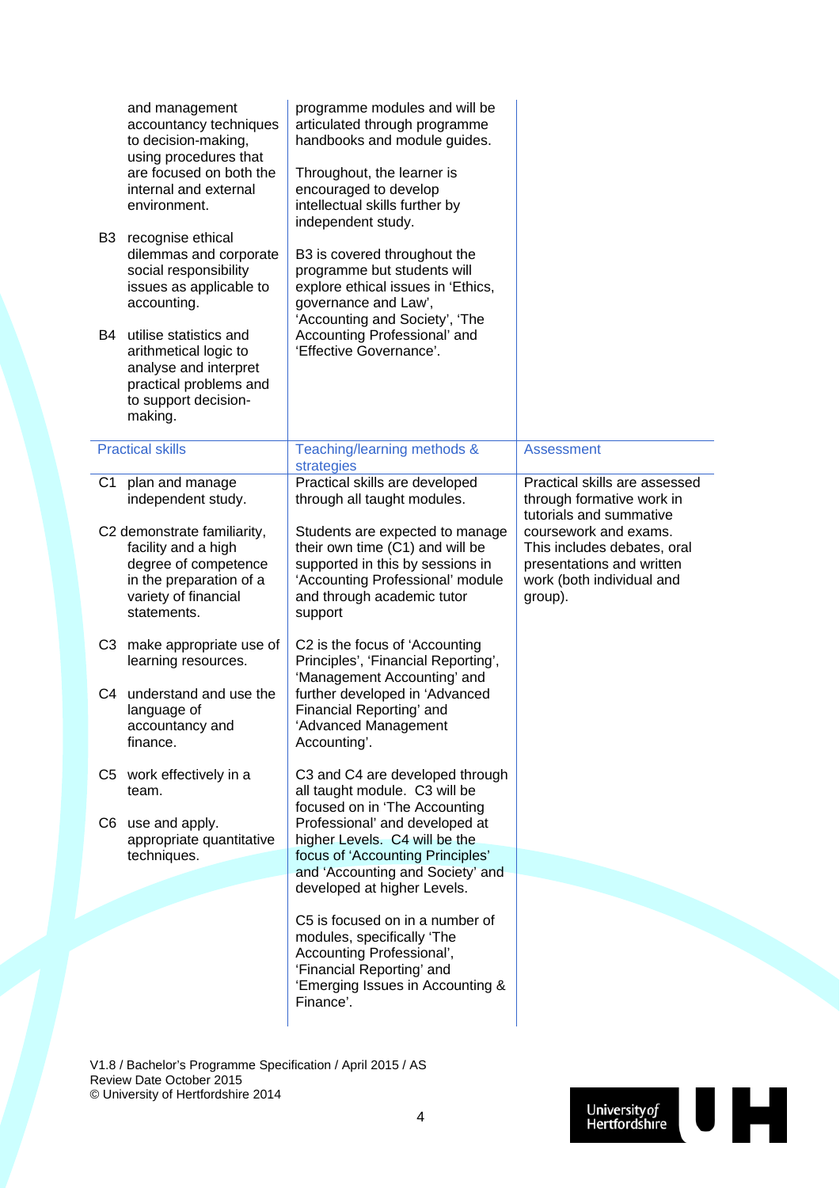| | | |
|---|---|---|
| and management accountancy techniques to decision-making, using procedures that are focused on both the internal and external environment.<br><br>B3 recognise ethical dilemmas and corporate social responsibility issues as applicable to accounting.<br><br>B4 utilise statistics and arithmetical logic to analyse and interpret practical problems and to support decision-making. | programme modules and will be articulated through programme handbooks and module guides.<br><br>Throughout, the learner is encouraged to develop intellectual skills further by independent study.<br><br>B3 is covered throughout the programme but students will explore ethical issues in 'Ethics, governance and Law', 'Accounting and Society', 'The Accounting Professional' and 'Effective Governance'. | |

| Practical skills | Teaching/learning methods & strategies | Assessment |
|---|---|---|
| C1 plan and manage independent study.<br><br>C2 demonstrate familiarity, facility and a high degree of competence in the preparation of a variety of financial statements.<br><br>C3 make appropriate use of learning resources.<br><br>C4 understand and use the language of accountancy and finance.<br><br>C5 work effectively in a team.<br><br>C6 use and apply. appropriate quantitative techniques. | Practical skills are developed through all taught modules.<br><br>Students are expected to manage their own time (C1) and will be supported in this by sessions in 'Accounting Professional' module and through academic tutor support<br><br>C2 is the focus of 'Accounting Principles', 'Financial Reporting', 'Management Accounting' and further developed in 'Advanced Financial Reporting' and 'Advanced Management Accounting'.<br><br>C3 and C4 are developed through all taught module. C3 will be focused on in 'The Accounting Professional' and developed at higher Levels. C4 will be the focus of 'Accounting Principles' and 'Accounting and Society' and developed at higher Levels.<br><br>C5 is focused on in a number of modules, specifically 'The Accounting Professional', 'Financial Reporting' and 'Emerging Issues in Accounting & Finance'. | Practical skills are assessed through formative work in tutorials and summative coursework and exams. This includes debates, oral presentations and written work (both individual and group). |

V1.8 / Bachelor's Programme Specification / April 2015 / AS
Review Date October 2015
© University of Hertfordshire 2014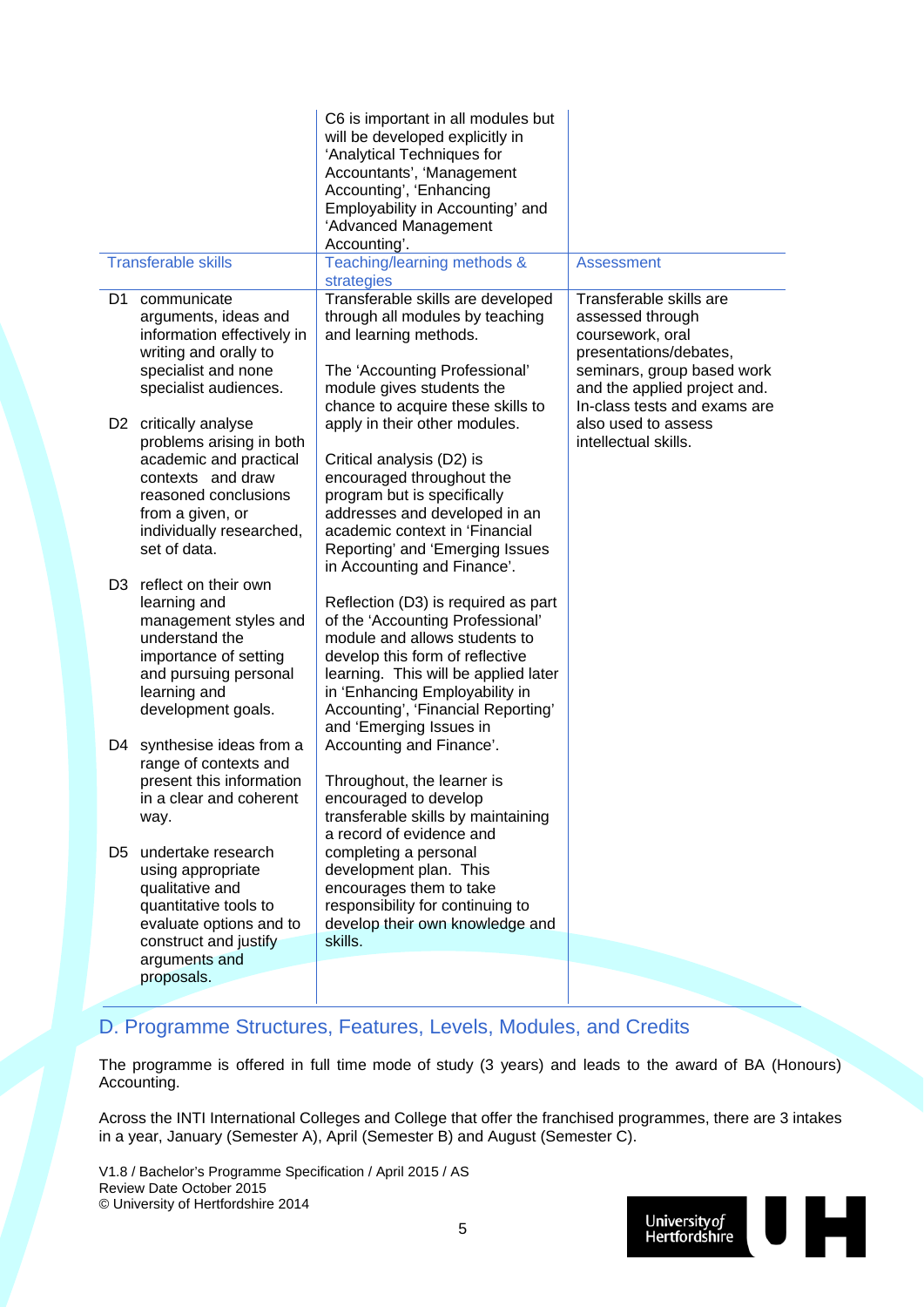| | C6 is important in all modules but will be developed explicitly in 'Analytical Techniques for Accountants', 'Management Accounting', 'Enhancing Employability in Accounting' and 'Advanced Management Accounting'. | |
|---|---|---|
| **Transferable skills** | **Teaching/learning methods & strategies** | **Assessment** |
| D1 communicate arguments, ideas and information effectively in writing and orally to specialist and none specialist audiences.<br><br>D2 critically analyse problems arising in both academic and practical contexts and draw reasoned conclusions from a given, or individually researched, set of data.<br><br>D3 reflect on their own learning and management styles and understand the importance of setting and pursuing personal learning and development goals.<br><br>D4 synthesise ideas from a range of contexts and present this information in a clear and coherent way.<br><br>D5 undertake research using appropriate qualitative and quantitative tools to evaluate options and to construct and justify arguments and proposals. | Transferable skills are developed through all modules by teaching and learning methods.<br><br>The 'Accounting Professional' module gives students the chance to acquire these skills to apply in their other modules.<br><br>Critical analysis (D2) is encouraged throughout the program but is specifically addresses and developed in an academic context in 'Financial Reporting' and 'Emerging Issues in Accounting and Finance'.<br><br>Reflection (D3) is required as part of the 'Accounting Professional' module and allows students to develop this form of reflective learning. This will be applied later in 'Enhancing Employability in Accounting', 'Financial Reporting' and 'Emerging Issues in Accounting and Finance'.<br><br>Throughout, the learner is encouraged to develop transferable skills by maintaining a record of evidence and completing a personal development plan. This encourages them to take responsibility for continuing to develop their own knowledge and skills. | Transferable skills are assessed through coursework, oral presentations/debates, seminars, group based work and the applied project and. In-class tests and exams are also used to assess intellectual skills. |

## D. Programme Structures, Features, Levels, Modules, and Credits

The programme is offered in full time mode of study (3 years) and leads to the award of BA (Honours) Accounting.

Across the INTI International Colleges and College that offer the franchised programmes, there are 3 intakes in a year, January (Semester A), April (Semester B) and August (Semester C).

V1.8 / Bachelor's Programme Specification / April 2015 / AS
Review Date October 2015
© University of Hertfordshire 2014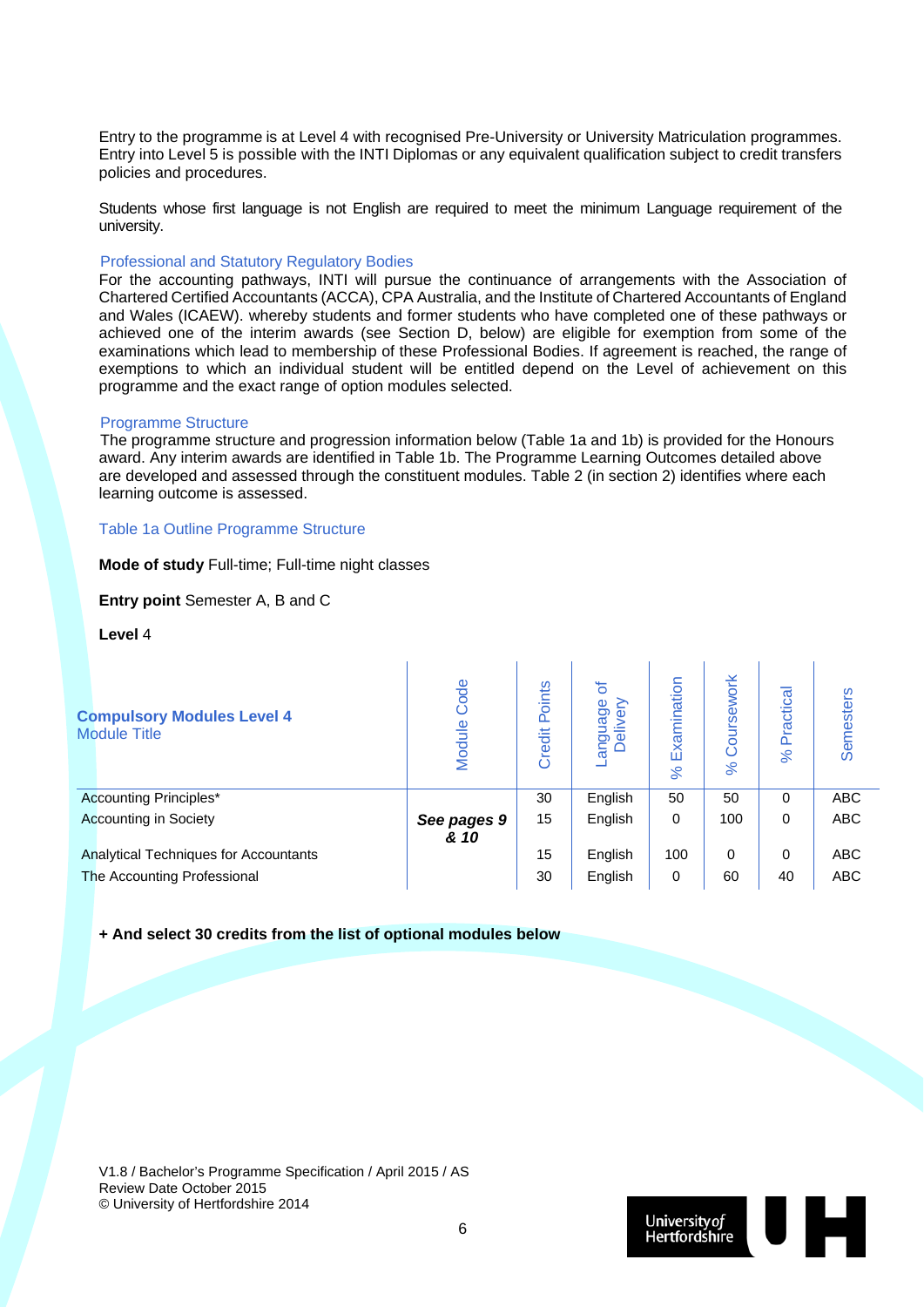Entry to the programme is at Level 4 with recognised Pre-University or University Matriculation programmes. Entry into Level 5 is possible with the INTI Diplomas or any equivalent qualification subject to credit transfers policies and procedures.

Students whose first language is not English are required to meet the minimum Language requirement of the university.

### Professional and Statutory Regulatory Bodies

For the accounting pathways, INTI will pursue the continuance of arrangements with the Association of Chartered Certified Accountants (ACCA), CPA Australia, and the Institute of Chartered Accountants of England and Wales (ICAEW). whereby students and former students who have completed one of these pathways or achieved one of the interim awards (see Section D, below) are eligible for exemption from some of the examinations which lead to membership of these Professional Bodies. If agreement is reached, the range of exemptions to which an individual student will be entitled depend on the Level of achievement on this programme and the exact range of option modules selected.

### Programme Structure

The programme structure and progression information below (Table 1a and 1b) is provided for the Honours award. Any interim awards are identified in Table 1b. The Programme Learning Outcomes detailed above are developed and assessed through the constituent modules. Table 2 (in section 2) identifies where each learning outcome is assessed.

### Table 1a Outline Programme Structure

**Mode of study** Full-time; Full-time night classes

**Entry point** Semester A, B and C

**Level** 4

| **Compulsory Modules Level 4** Module Title | Module Code | Credit Points | Language of Delivery | % Examination | % Coursework | % Practical | Semesters |
|---|---|---|---|---|---|---|---|
| Accounting Principles* | ***See pages 9 & 10*** | 30 | English | 50 | 50 | 0 | ABC |
| Accounting in Society | | 15 | English | 0 | 100 | 0 | ABC |
| Analytical Techniques for Accountants | | 15 | English | 100 | 0 | 0 | ABC |
| The Accounting Professional | | 30 | English | 0 | 60 | 40 | ABC |

**+ And select 30 credits from the list of optional modules below**

V1.8 / Bachelor's Programme Specification / April 2015 / AS
Review Date October 2015
© University of Hertfordshire 2014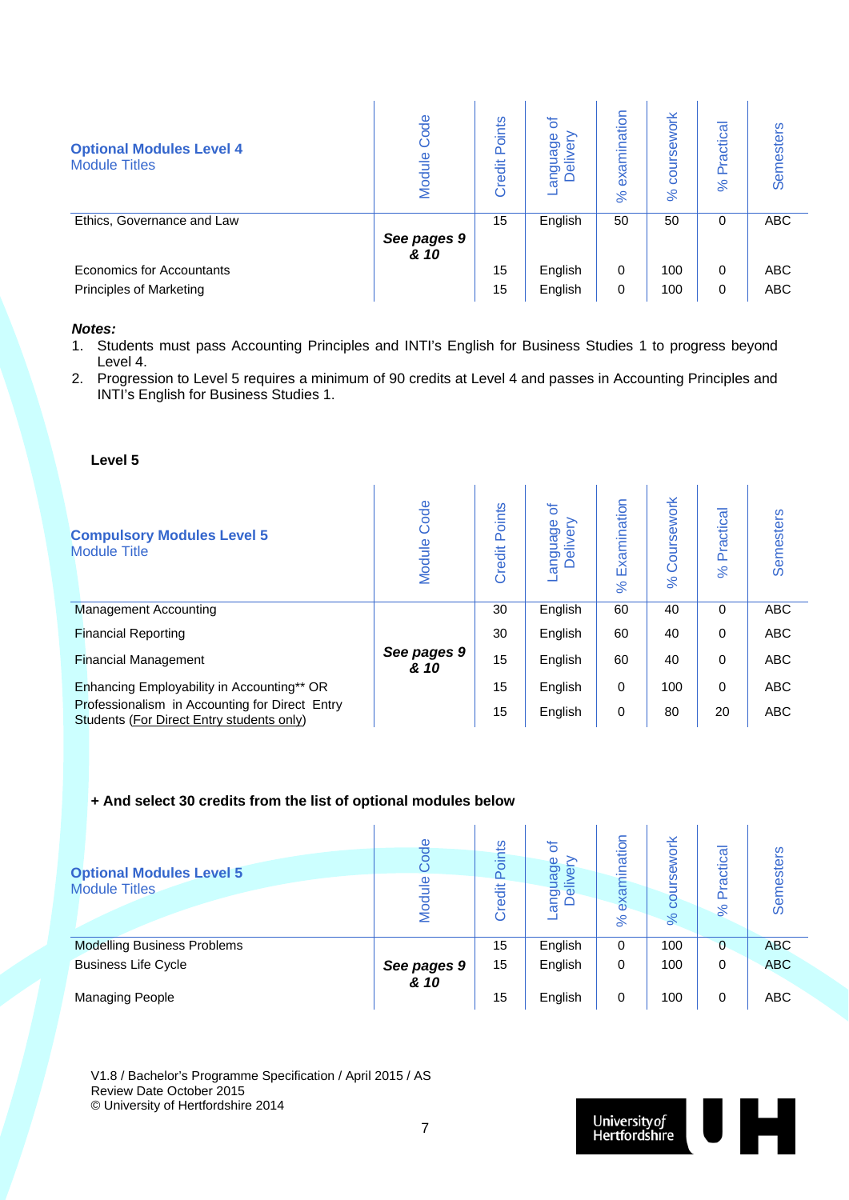| **Optional Modules Level 4** Module Titles | Module Code | Credit Points | Language of Delivery | % examination | % coursework | % Practical | Semesters |
|---|---|---|---|---|---|---|---|
| Ethics, Governance and Law | ***See pages 9 & 10*** | 15 | English | 50 | 50 | 0 | ABC |
| Economics for Accountants | | 15 | English | 0 | 100 | 0 | ABC |
| Principles of Marketing | | 15 | English | 0 | 100 | 0 | ABC |

***Notes:***

1. Students must pass Accounting Principles and INTI's English for Business Studies 1 to progress beyond Level 4.
2. Progression to Level 5 requires a minimum of 90 credits at Level 4 and passes in Accounting Principles and INTI's English for Business Studies 1.

**Level 5**

| **Compulsory Modules Level 5** Module Title | Module Code | Credit Points | Language of Delivery | % Examination | % Coursework | % Practical | Semesters |
|---|---|---|---|---|---|---|---|
| Management Accounting | ***See pages 9 & 10*** | 30 | English | 60 | 40 | 0 | ABC |
| Financial Reporting | | 30 | English | 60 | 40 | 0 | ABC |
| Financial Management | | 15 | English | 60 | 40 | 0 | ABC |
| Enhancing Employability in Accounting** OR | | 15 | English | 0 | 100 | 0 | ABC |
| Professionalism in Accounting for Direct Entry Students (For Direct Entry students only) | | 15 | English | 0 | 80 | 20 | ABC |

**+ And select 30 credits from the list of optional modules below**

| **Optional Modules Level 5** Module Titles | Module Code | Credit Points | Language of Delivery | % examination | % coursework | % Practical | Semesters |
|---|---|---|---|---|---|---|---|
| Modelling Business Problems | ***See pages 9 & 10*** | 15 | English | 0 | 100 | 0 | ABC |
| Business Life Cycle | | 15 | English | 0 | 100 | 0 | ABC |
| Managing People | | 15 | English | 0 | 100 | 0 | ABC |

V1.8 / Bachelor's Programme Specification / April 2015 / AS
Review Date October 2015
© University of Hertfordshire 2014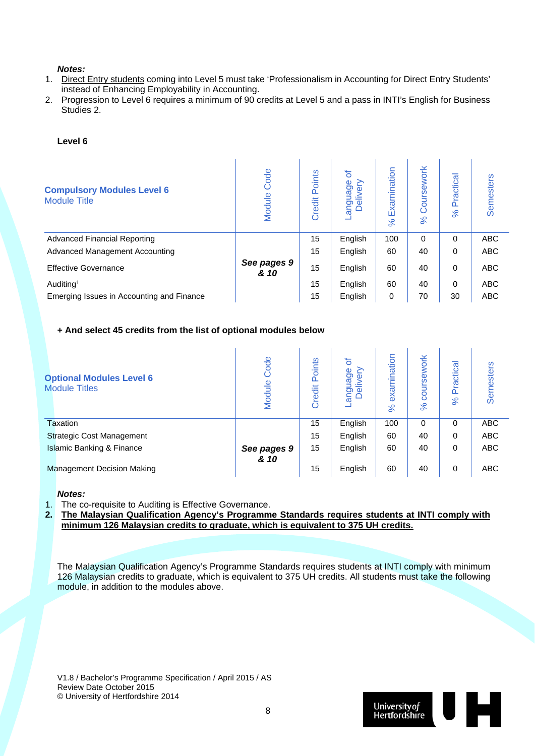***Notes:***

1. Direct Entry students coming into Level 5 must take 'Professionalism in Accounting for Direct Entry Students' instead of Enhancing Employability in Accounting.
2. Progression to Level 6 requires a minimum of 90 credits at Level 5 and a pass in INTI's English for Business Studies 2.

**Level 6**

| **Compulsory Modules Level 6** Module Title | Module Code | Credit Points | Language of Delivery | % Examination | % Coursework | % Practical | Semesters |
|---|---|---|---|---|---|---|---|
| Advanced Financial Reporting | ***See pages 9 & 10*** | 15 | English | 100 | 0 | 0 | ABC |
| Advanced Management Accounting | | 15 | English | 60 | 40 | 0 | ABC |
| Effective Governance | | 15 | English | 60 | 40 | 0 | ABC |
| Auditing[1] | | 15 | English | 60 | 40 | 0 | ABC |
| Emerging Issues in Accounting and Finance | | 15 | English | 0 | 70 | 30 | ABC |

**+ And select 45 credits from the list of optional modules below**

| **Optional Modules Level 6** Module Titles | Module Code | Credit Points | Language of Delivery | % examination | % coursework | % Practical | Semesters |
|---|---|---|---|---|---|---|---|
| Taxation | ***See pages 9 & 10*** | 15 | English | 100 | 0 | 0 | ABC |
| Strategic Cost Management | | 15 | English | 60 | 40 | 0 | ABC |
| Islamic Banking & Finance | | 15 | English | 60 | 40 | 0 | ABC |
| Management Decision Making | | 15 | English | 60 | 40 | 0 | ABC |

***Notes:***

1. The co-requisite to Auditing is Effective Governance.
2. **<u>The Malaysian Qualification Agency's Programme Standards requires students at INTI comply with minimum 126 Malaysian credits to graduate, which is equivalent to 375 UH credits.</u>**

The Malaysian Qualification Agency's Programme Standards requires students at INTI comply with minimum 126 Malaysian credits to graduate, which is equivalent to 375 UH credits. All students must take the following module, in addition to the modules above.

V1.8 / Bachelor's Programme Specification / April 2015 / AS
Review Date October 2015
© University of Hertfordshire 2014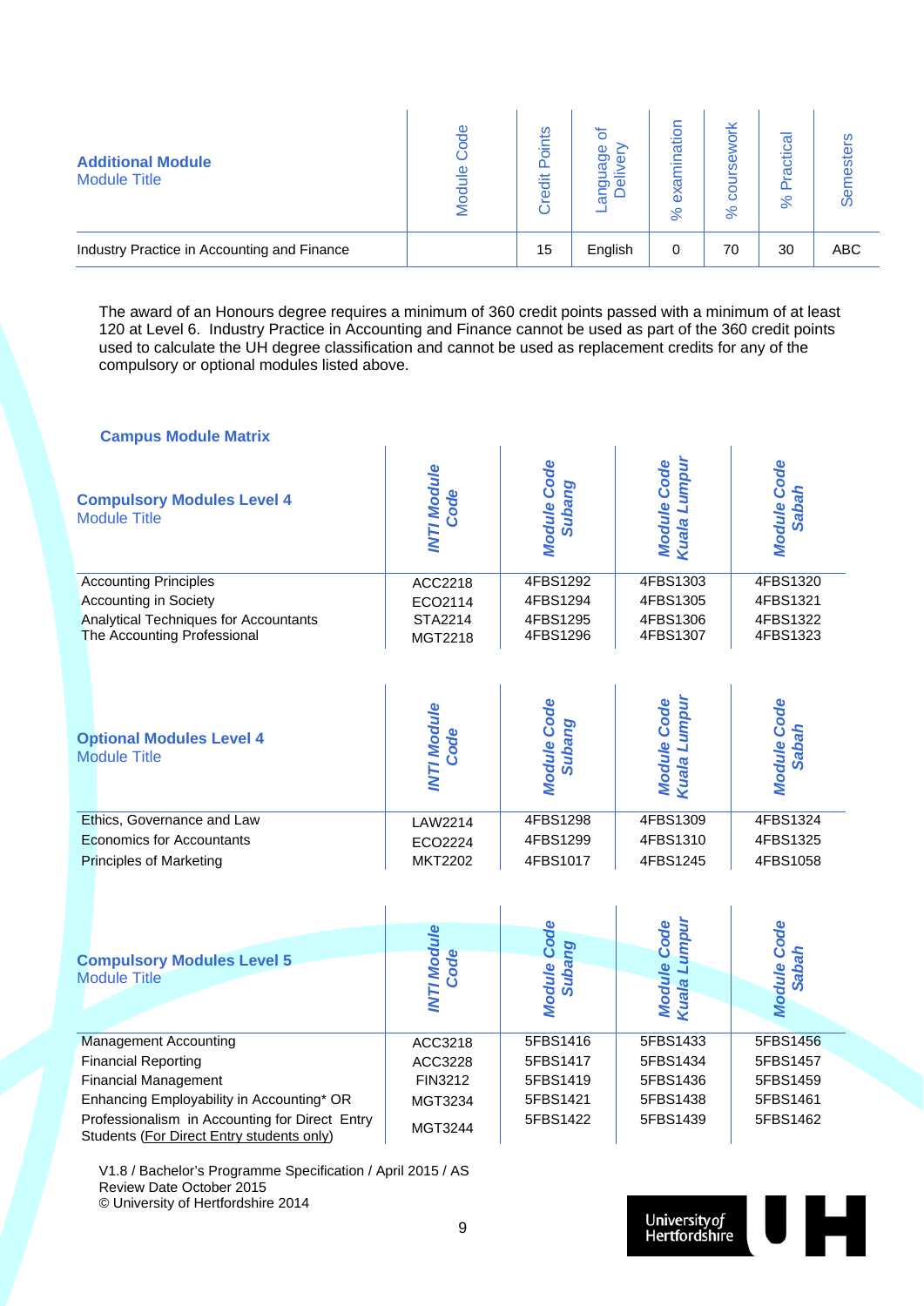| **Additional Module** Module Title | Module Code | Credit Points | Language of Delivery | % examination | % coursework | % Practical | Semesters |
|---|---|---|---|---|---|---|---|
| Industry Practice in Accounting and Finance | | 15 | English | 0 | 70 | 30 | ABC |

The award of an Honours degree requires a minimum of 360 credit points passed with a minimum of at least 120 at Level 6. Industry Practice in Accounting and Finance cannot be used as part of the 360 credit points used to calculate the UH degree classification and cannot be used as replacement credits for any of the compulsory or optional modules listed above.

### Campus Module Matrix

| **Compulsory Modules Level 4** Module Title | *INTI Module Code* | *Module Code Subang* | *Module Code Kuala Lumpur* | *Module Code Sabah* |
|---|---|---|---|---|
| Accounting Principles | ACC2218 | 4FBS1292 | 4FBS1303 | 4FBS1320 |
| Accounting in Society | ECO2114 | 4FBS1294 | 4FBS1305 | 4FBS1321 |
| Analytical Techniques for Accountants | STA2214 | 4FBS1295 | 4FBS1306 | 4FBS1322 |
| The Accounting Professional | MGT2218 | 4FBS1296 | 4FBS1307 | 4FBS1323 |

| **Optional Modules Level 4** Module Title | *INTI Module Code* | *Module Code Subang* | *Module Code Kuala Lumpur* | *Module Code Sabah* |
|---|---|---|---|---|
| Ethics, Governance and Law | LAW2214 | 4FBS1298 | 4FBS1309 | 4FBS1324 |
| Economics for Accountants | ECO2224 | 4FBS1299 | 4FBS1310 | 4FBS1325 |
| Principles of Marketing | MKT2202 | 4FBS1017 | 4FBS1245 | 4FBS1058 |

| **Compulsory Modules Level 5** Module Title | *INTI Module Code* | *Module Code Subang* | *Module Code Kuala Lumpur* | *Module Code Sabah* |
|---|---|---|---|---|
| Management Accounting | ACC3218 | 5FBS1416 | 5FBS1433 | 5FBS1456 |
| Financial Reporting | ACC3228 | 5FBS1417 | 5FBS1434 | 5FBS1457 |
| Financial Management | FIN3212 | 5FBS1419 | 5FBS1436 | 5FBS1459 |
| Enhancing Employability in Accounting* OR | MGT3234 | 5FBS1421 | 5FBS1438 | 5FBS1461 |
| Professionalism in Accounting for Direct Entry Students (For Direct Entry students only) | MGT3244 | 5FBS1422 | 5FBS1439 | 5FBS1462 |

V1.8 / Bachelor's Programme Specification / April 2015 / AS
Review Date October 2015
© University of Hertfordshire 2014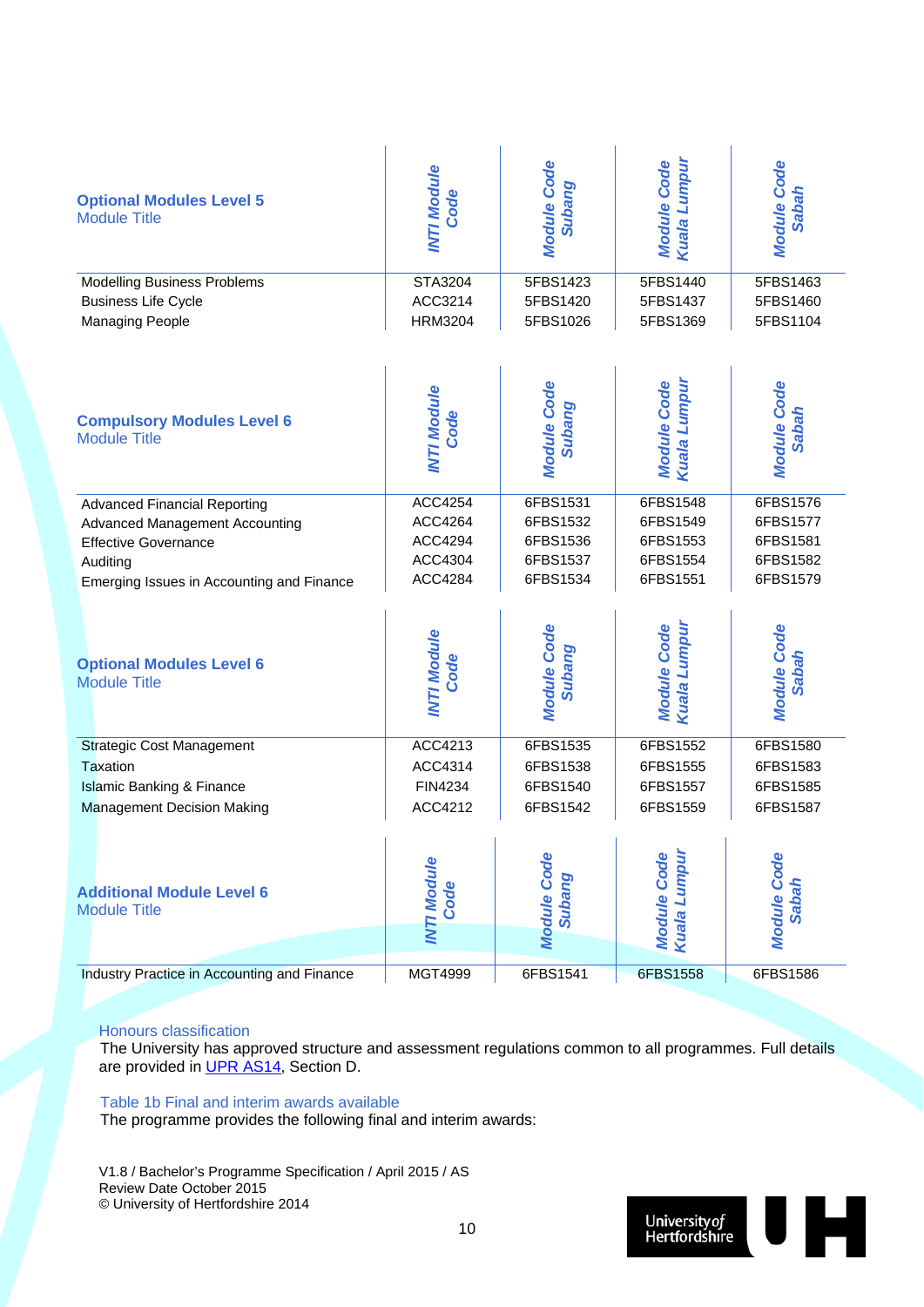| **Optional Modules Level 5**<br>Module Title | *INTI Module Code* | *Module Code Subang* | *Module Code Kuala Lumpur* | *Module Code Sabah* |
|---|---|---|---|---|
| Modelling Business Problems | STA3204 | 5FBS1423 | 5FBS1440 | 5FBS1463 |
| Business Life Cycle | ACC3214 | 5FBS1420 | 5FBS1437 | 5FBS1460 |
| Managing People | HRM3204 | 5FBS1026 | 5FBS1369 | 5FBS1104 |

| **Compulsory Modules Level 6**<br>Module Title | *INTI Module Code* | *Module Code Subang* | *Module Code Kuala Lumpur* | *Module Code Sabah* |
|---|---|---|---|---|
| Advanced Financial Reporting | ACC4254 | 6FBS1531 | 6FBS1548 | 6FBS1576 |
| Advanced Management Accounting | ACC4264 | 6FBS1532 | 6FBS1549 | 6FBS1577 |
| Effective Governance | ACC4294 | 6FBS1536 | 6FBS1553 | 6FBS1581 |
| Auditing | ACC4304 | 6FBS1537 | 6FBS1554 | 6FBS1582 |
| Emerging Issues in Accounting and Finance | ACC4284 | 6FBS1534 | 6FBS1551 | 6FBS1579 |

| **Optional Modules Level 6**<br>Module Title | *INTI Module Code* | *Module Code Subang* | *Module Code Kuala Lumpur* | *Module Code Sabah* |
|---|---|---|---|---|
| Strategic Cost Management | ACC4213 | 6FBS1535 | 6FBS1552 | 6FBS1580 |
| Taxation | ACC4314 | 6FBS1538 | 6FBS1555 | 6FBS1583 |
| Islamic Banking & Finance | FIN4234 | 6FBS1540 | 6FBS1557 | 6FBS1585 |
| Management Decision Making | ACC4212 | 6FBS1542 | 6FBS1559 | 6FBS1587 |

| **Additional Module Level 6**<br>Module Title | *INTI Module Code* | *Module Code Subang* | *Module Code Kuala Lumpur* | *Module Code Sabah* |
|---|---|---|---|---|
| Industry Practice in Accounting and Finance | MGT4999 | 6FBS1541 | 6FBS1558 | 6FBS1586 |

### Honours classification

The University has approved structure and assessment regulations common to all programmes. Full details are provided in UPR AS14, Section D.

### Table 1b Final and interim awards available

The programme provides the following final and interim awards:

V1.8 / Bachelor's Programme Specification / April 2015 / AS
Review Date October 2015
© University of Hertfordshire 2014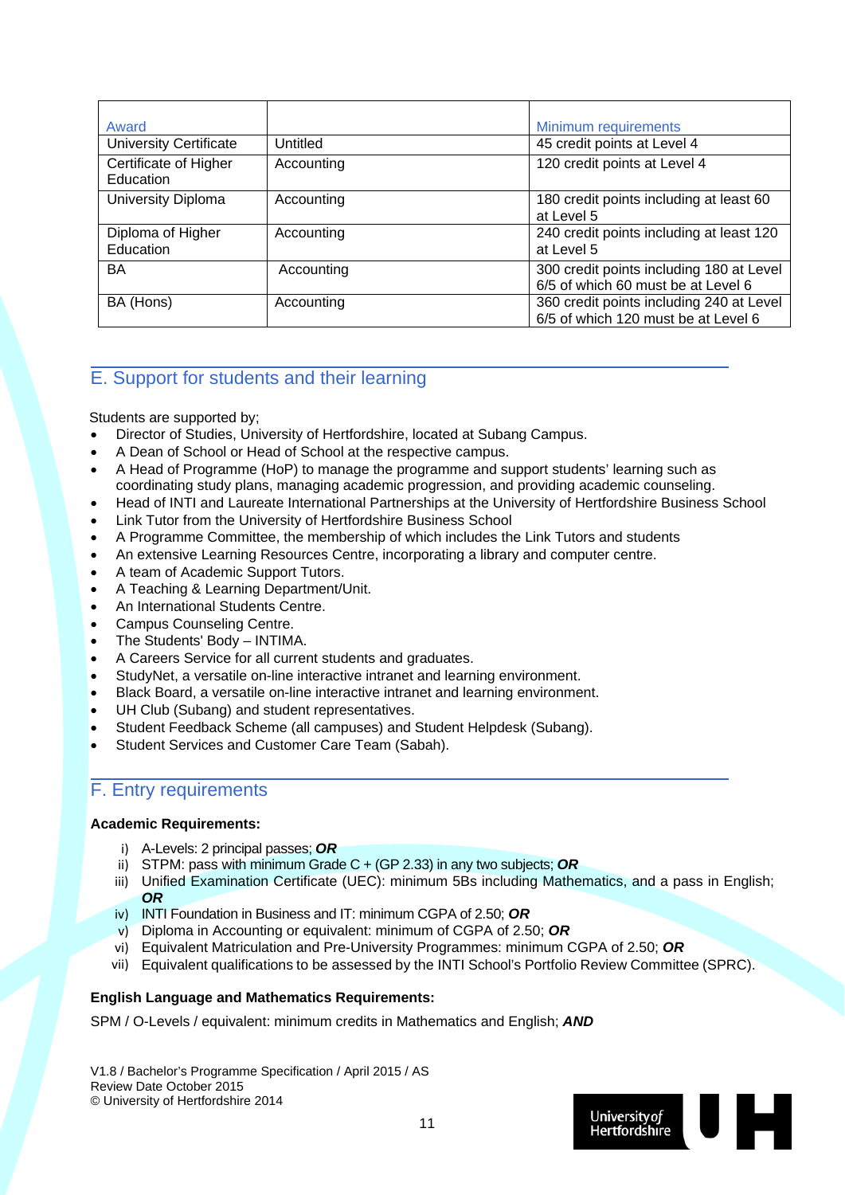| Award | | Minimum requirements |
|---|---|---|
| University Certificate | Untitled | 45 credit points at Level 4 |
| Certificate of Higher Education | Accounting | 120 credit points at Level 4 |
| University Diploma | Accounting | 180 credit points including at least 60 at Level 5 |
| Diploma of Higher Education | Accounting | 240 credit points including at least 120 at Level 5 |
| BA | Accounting | 300 credit points including 180 at Level 6/5 of which 60 must be at Level 6 |
| BA (Hons) | Accounting | 360 credit points including 240 at Level 6/5 of which 120 must be at Level 6 |

## E. Support for students and their learning

Students are supported by;

- Director of Studies, University of Hertfordshire, located at Subang Campus.
- A Dean of School or Head of School at the respective campus.
- A Head of Programme (HoP) to manage the programme and support students' learning such as coordinating study plans, managing academic progression, and providing academic counseling.
- Head of INTI and Laureate International Partnerships at the University of Hertfordshire Business School
- Link Tutor from the University of Hertfordshire Business School
- A Programme Committee, the membership of which includes the Link Tutors and students
- An extensive Learning Resources Centre, incorporating a library and computer centre.
- A team of Academic Support Tutors.
- A Teaching & Learning Department/Unit.
- An International Students Centre.
- Campus Counseling Centre.
- The Students' Body – INTIMA.
- A Careers Service for all current students and graduates.
- StudyNet, a versatile on-line interactive intranet and learning environment.
- Black Board, a versatile on-line interactive intranet and learning environment.
- UH Club (Subang) and student representatives.
- Student Feedback Scheme (all campuses) and Student Helpdesk (Subang).
- Student Services and Customer Care Team (Sabah).

## F. Entry requirements

**Academic Requirements:**

i) A-Levels: 2 principal passes; ***OR***
ii) STPM: pass with minimum Grade C + (GP 2.33) in any two subjects; ***OR***
iii) Unified Examination Certificate (UEC): minimum 5Bs including Mathematics, and a pass in English; ***OR***
iv) INTI Foundation in Business and IT: minimum CGPA of 2.50; ***OR***
v) Diploma in Accounting or equivalent: minimum of CGPA of 2.50; ***OR***
vi) Equivalent Matriculation and Pre-University Programmes: minimum CGPA of 2.50; ***OR***
vii) Equivalent qualifications to be assessed by the INTI School's Portfolio Review Committee (SPRC).

**English Language and Mathematics Requirements:**

SPM / O-Levels / equivalent: minimum credits in Mathematics and English; ***AND***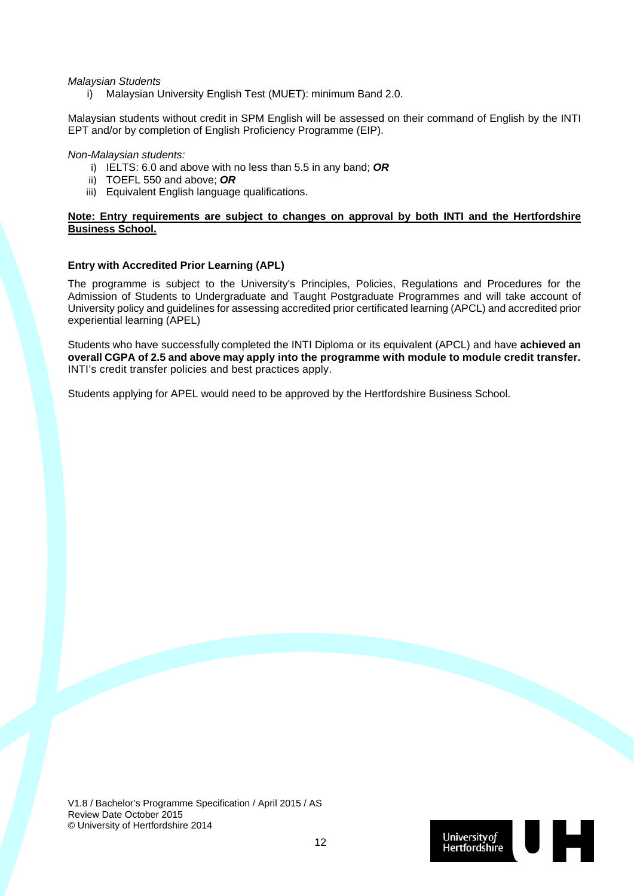*Malaysian Students*

i) Malaysian University English Test (MUET): minimum Band 2.0.

Malaysian students without credit in SPM English will be assessed on their command of English by the INTI EPT and/or by completion of English Proficiency Programme (EIP).

*Non-Malaysian students:*

i) IELTS: 6.0 and above with no less than 5.5 in any band; ***OR***
ii) TOEFL 550 and above; ***OR***
iii) Equivalent English language qualifications.

**Note: Entry requirements are subject to changes on approval by both INTI and the Hertfordshire Business School.**

**Entry with Accredited Prior Learning (APL)**

The programme is subject to the University's Principles, Policies, Regulations and Procedures for the Admission of Students to Undergraduate and Taught Postgraduate Programmes and will take account of University policy and guidelines for assessing accredited prior certificated learning (APCL) and accredited prior experiential learning (APEL)

Students who have successfully completed the INTI Diploma or its equivalent (APCL) and have **achieved an overall CGPA of 2.5 and above may apply into the programme with module to module credit transfer.** INTI's credit transfer policies and best practices apply.

Students applying for APEL would need to be approved by the Hertfordshire Business School.

V1.8 / Bachelor's Programme Specification / April 2015 / AS
Review Date October 2015
© University of Hertfordshire 2014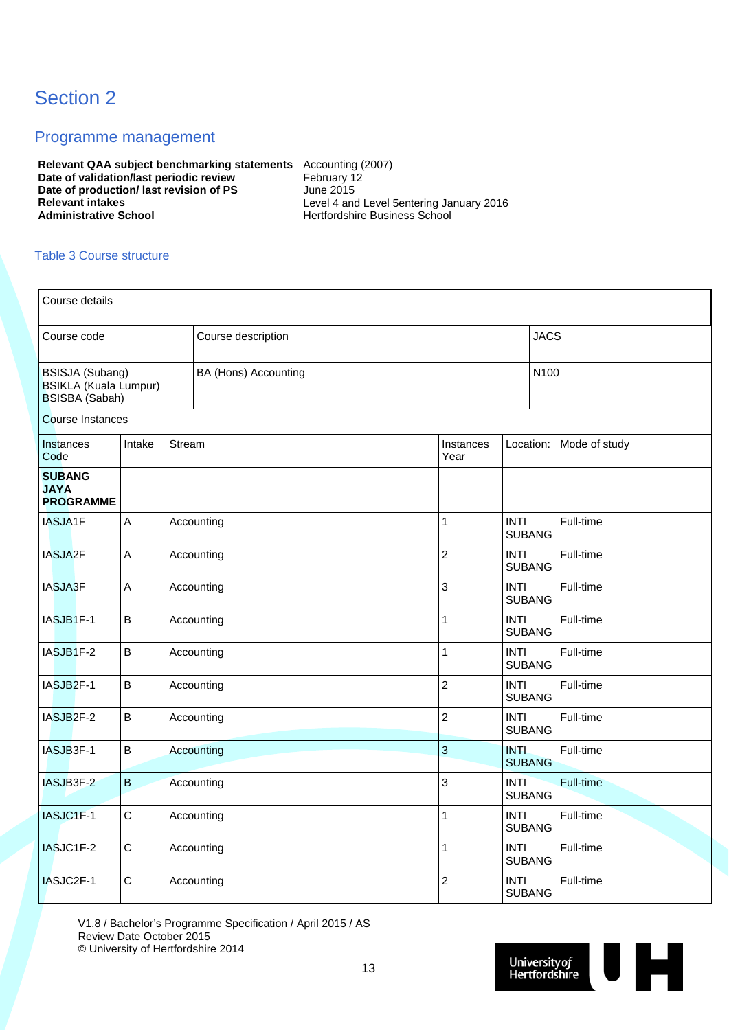# Section 2

## Programme management

| | |
|---|---|
| **Relevant QAA subject benchmarking statements** | Accounting (2007) |
| **Date of validation/last periodic review** | February 12 |
| **Date of production/ last revision of PS** | June 2015 |
| **Relevant intakes** | Level 4 and Level 5entering January 2016 |
| **Administrative School** | Hertfordshire Business School |

### Table 3 Course structure

| Course details | | | | | |
|---|---|---|---|---|---|
| Course code | | Course description | | | JACS |
| BSISJA (Subang)<br>BSIKLA (Kuala Lumpur)<br>BSISBA (Sabah) | | BA (Hons) Accounting | | | N100 |
| Course Instances | | | | | |
| Instances Code | Intake | Stream | Instances Year | Location: | Mode of study |
| **SUBANG JAYA PROGRAMME** | | | | | |
| IASJA1F | A | Accounting | 1 | INTI SUBANG | Full-time |
| IASJA2F | A | Accounting | 2 | INTI SUBANG | Full-time |
| IASJA3F | A | Accounting | 3 | INTI SUBANG | Full-time |
| IASJB1F-1 | B | Accounting | 1 | INTI SUBANG | Full-time |
| IASJB1F-2 | B | Accounting | 1 | INTI SUBANG | Full-time |
| IASJB2F-1 | B | Accounting | 2 | INTI SUBANG | Full-time |
| IASJB2F-2 | B | Accounting | 2 | INTI SUBANG | Full-time |
| IASJB3F-1 | B | Accounting | 3 | INTI SUBANG | Full-time |
| IASJB3F-2 | B | Accounting | 3 | INTI SUBANG | Full-time |
| IASJC1F-1 | C | Accounting | 1 | INTI SUBANG | Full-time |
| IASJC1F-2 | C | Accounting | 1 | INTI SUBANG | Full-time |
| IASJC2F-1 | C | Accounting | 2 | INTI SUBANG | Full-time |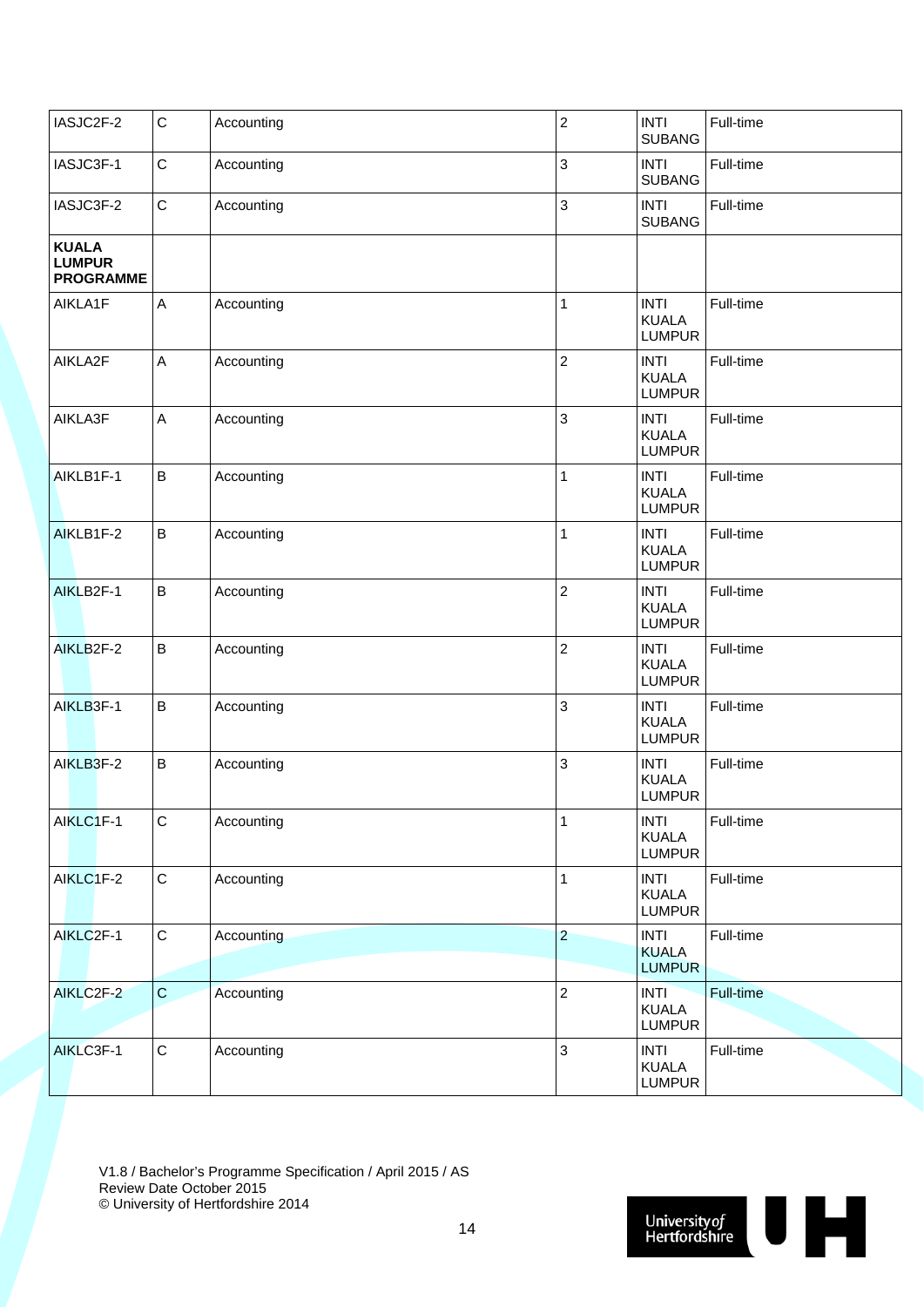| | | | | | |
|---|---|---|---|---|---|
| IASJC2F-2 | C | Accounting | 2 | INTI SUBANG | Full-time |
| IASJC3F-1 | C | Accounting | 3 | INTI SUBANG | Full-time |
| IASJC3F-2 | C | Accounting | 3 | INTI SUBANG | Full-time |
| **KUALA LUMPUR PROGRAMME** | | | | | |
| AIKLA1F | A | Accounting | 1 | INTI KUALA LUMPUR | Full-time |
| AIKLA2F | A | Accounting | 2 | INTI KUALA LUMPUR | Full-time |
| AIKLA3F | A | Accounting | 3 | INTI KUALA LUMPUR | Full-time |
| AIKLB1F-1 | B | Accounting | 1 | INTI KUALA LUMPUR | Full-time |
| AIKLB1F-2 | B | Accounting | 1 | INTI KUALA LUMPUR | Full-time |
| AIKLB2F-1 | B | Accounting | 2 | INTI KUALA LUMPUR | Full-time |
| AIKLB2F-2 | B | Accounting | 2 | INTI KUALA LUMPUR | Full-time |
| AIKLB3F-1 | B | Accounting | 3 | INTI KUALA LUMPUR | Full-time |
| AIKLB3F-2 | B | Accounting | 3 | INTI KUALA LUMPUR | Full-time |
| AIKLC1F-1 | C | Accounting | 1 | INTI KUALA LUMPUR | Full-time |
| AIKLC1F-2 | C | Accounting | 1 | INTI KUALA LUMPUR | Full-time |
| AIKLC2F-1 | C | Accounting | 2 | INTI KUALA LUMPUR | Full-time |
| AIKLC2F-2 | C | Accounting | 2 | INTI KUALA LUMPUR | Full-time |
| AIKLC3F-1 | C | Accounting | 3 | INTI KUALA LUMPUR | Full-time |

V1.8 / Bachelor's Programme Specification / April 2015 / AS
Review Date October 2015
© University of Hertfordshire 2014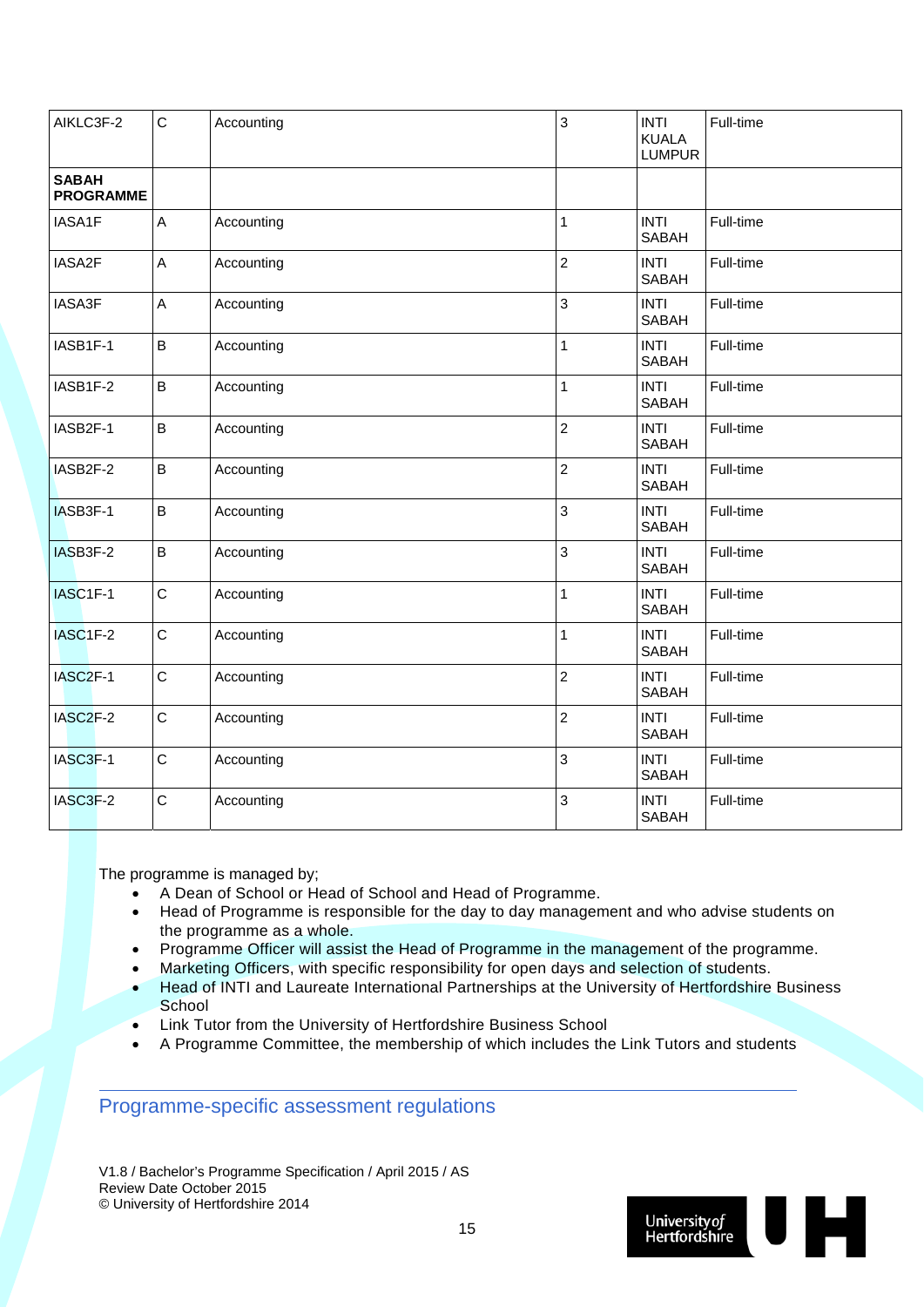| | | | | | |
|---|---|---|---|---|---|
| AIKLC3F-2 | C | Accounting | 3 | INTI KUALA LUMPUR | Full-time |
| **SABAH PROGRAMME** | | | | | |
| IASA1F | A | Accounting | 1 | INTI SABAH | Full-time |
| IASA2F | A | Accounting | 2 | INTI SABAH | Full-time |
| IASA3F | A | Accounting | 3 | INTI SABAH | Full-time |
| IASB1F-1 | B | Accounting | 1 | INTI SABAH | Full-time |
| IASB1F-2 | B | Accounting | 1 | INTI SABAH | Full-time |
| IASB2F-1 | B | Accounting | 2 | INTI SABAH | Full-time |
| IASB2F-2 | B | Accounting | 2 | INTI SABAH | Full-time |
| IASB3F-1 | B | Accounting | 3 | INTI SABAH | Full-time |
| IASB3F-2 | B | Accounting | 3 | INTI SABAH | Full-time |
| IASC1F-1 | C | Accounting | 1 | INTI SABAH | Full-time |
| IASC1F-2 | C | Accounting | 1 | INTI SABAH | Full-time |
| IASC2F-1 | C | Accounting | 2 | INTI SABAH | Full-time |
| IASC2F-2 | C | Accounting | 2 | INTI SABAH | Full-time |
| IASC3F-1 | C | Accounting | 3 | INTI SABAH | Full-time |
| IASC3F-2 | C | Accounting | 3 | INTI SABAH | Full-time |

The programme is managed by;

- A Dean of School or Head of School and Head of Programme.
- Head of Programme is responsible for the day to day management and who advise students on the programme as a whole.
- Programme Officer will assist the Head of Programme in the management of the programme.
- Marketing Officers, with specific responsibility for open days and selection of students.
- Head of INTI and Laureate International Partnerships at the University of Hertfordshire Business School
- Link Tutor from the University of Hertfordshire Business School
- A Programme Committee, the membership of which includes the Link Tutors and students

## Programme-specific assessment regulations

V1.8 / Bachelor's Programme Specification / April 2015 / AS
Review Date October 2015
© University of Hertfordshire 2014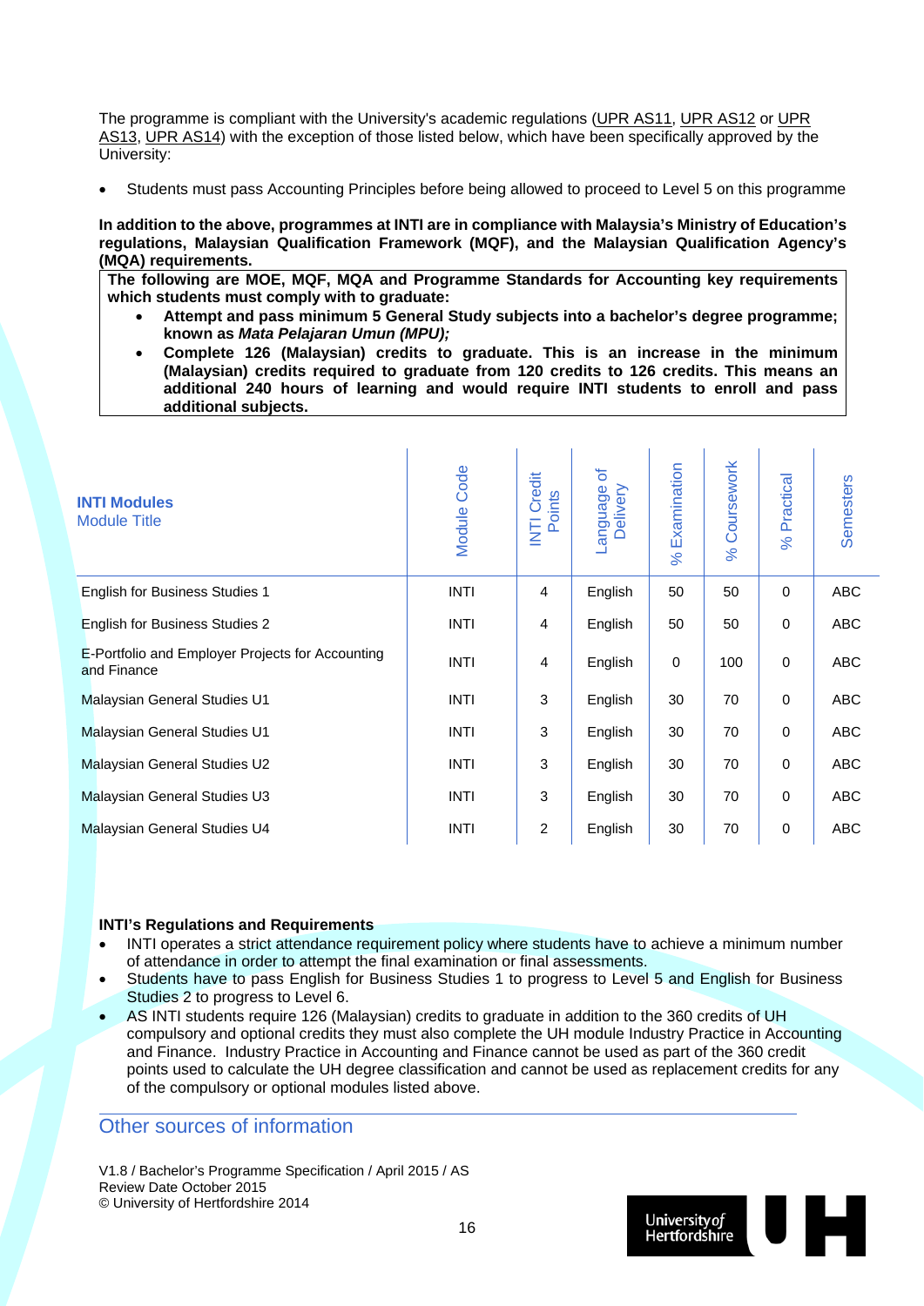The programme is compliant with the University's academic regulations (UPR AS11, UPR AS12 or UPR AS13, UPR AS14) with the exception of those listed below, which have been specifically approved by the University:

- Students must pass Accounting Principles before being allowed to proceed to Level 5 on this programme

**In addition to the above, programmes at INTI are in compliance with Malaysia's Ministry of Education's regulations, Malaysian Qualification Framework (MQF), and the Malaysian Qualification Agency's (MQA) requirements.**

**The following are MOE, MQF, MQA and Programme Standards for Accounting key requirements which students must comply with to graduate:**

- **Attempt and pass minimum 5 General Study subjects into a bachelor's degree programme; known as *Mata Pelajaran Umun (MPU);***
- **Complete 126 (Malaysian) credits to graduate. This is an increase in the minimum (Malaysian) credits required to graduate from 120 credits to 126 credits. This means an additional 240 hours of learning and would require INTI students to enroll and pass additional subjects.**

| **INTI Modules**<br>Module Title | Module Code | INTI Credit Points | Language of Delivery | % Examination | % Coursework | % Practical | Semesters |
|---|---|---|---|---|---|---|---|
| English for Business Studies 1 | INTI | 4 | English | 50 | 50 | 0 | ABC |
| English for Business Studies 2 | INTI | 4 | English | 50 | 50 | 0 | ABC |
| E-Portfolio and Employer Projects for Accounting and Finance | INTI | 4 | English | 0 | 100 | 0 | ABC |
| Malaysian General Studies U1 | INTI | 3 | English | 30 | 70 | 0 | ABC |
| Malaysian General Studies U1 | INTI | 3 | English | 30 | 70 | 0 | ABC |
| Malaysian General Studies U2 | INTI | 3 | English | 30 | 70 | 0 | ABC |
| Malaysian General Studies U3 | INTI | 3 | English | 30 | 70 | 0 | ABC |
| Malaysian General Studies U4 | INTI | 2 | English | 30 | 70 | 0 | ABC |

**INTI's Regulations and Requirements**

- INTI operates a strict attendance requirement policy where students have to achieve a minimum number of attendance in order to attempt the final examination or final assessments.
- Students have to pass English for Business Studies 1 to progress to Level 5 and English for Business Studies 2 to progress to Level 6.
- AS INTI students require 126 (Malaysian) credits to graduate in addition to the 360 credits of UH compulsory and optional credits they must also complete the UH module Industry Practice in Accounting and Finance. Industry Practice in Accounting and Finance cannot be used as part of the 360 credit points used to calculate the UH degree classification and cannot be used as replacement credits for any of the compulsory or optional modules listed above.

## Other sources of information

V1.8 / Bachelor's Programme Specification / April 2015 / AS
Review Date October 2015
© University of Hertfordshire 2014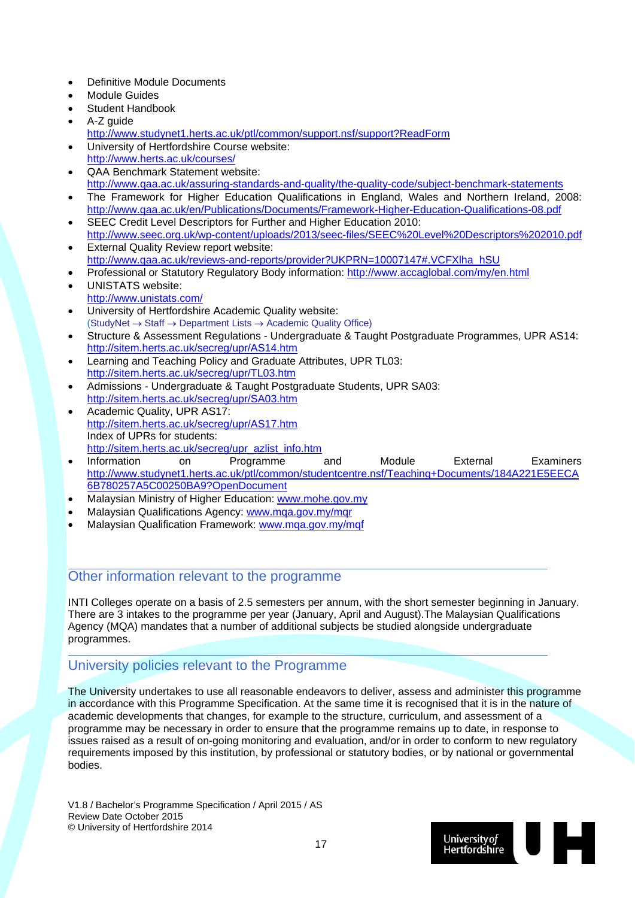- Definitive Module Documents
- Module Guides
- Student Handbook
- A-Z guide
  http://www.studynet1.herts.ac.uk/ptl/common/support.nsf/support?ReadForm
- University of Hertfordshire Course website:
  http://www.herts.ac.uk/courses/
- QAA Benchmark Statement website:
  http://www.qaa.ac.uk/assuring-standards-and-quality/the-quality-code/subject-benchmark-statements
- The Framework for Higher Education Qualifications in England, Wales and Northern Ireland, 2008:
  http://www.qaa.ac.uk/en/Publications/Documents/Framework-Higher-Education-Qualifications-08.pdf
- SEEC Credit Level Descriptors for Further and Higher Education 2010:
  http://www.seec.org.uk/wp-content/uploads/2013/seec-files/SEEC%20Level%20Descriptors%202010.pdf
- External Quality Review report website:
  http://www.qaa.ac.uk/reviews-and-reports/provider?UKPRN=10007147#.VCFXlha_hSU
- Professional or Statutory Regulatory Body information: http://www.accaglobal.com/my/en.html
- UNISTATS website:
  http://www.unistats.com/
- University of Hertfordshire Academic Quality website:
  (StudyNet → Staff → Department Lists → Academic Quality Office)
- Structure & Assessment Regulations - Undergraduate & Taught Postgraduate Programmes, UPR AS14:
  http://sitem.herts.ac.uk/secreg/upr/AS14.htm
- Learning and Teaching Policy and Graduate Attributes, UPR TL03:
  http://sitem.herts.ac.uk/secreg/upr/TL03.htm
- Admissions - Undergraduate & Taught Postgraduate Students, UPR SA03:
  http://sitem.herts.ac.uk/secreg/upr/SA03.htm
- Academic Quality, UPR AS17:
  http://sitem.herts.ac.uk/secreg/upr/AS17.htm
  Index of UPRs for students:
  http://sitem.herts.ac.uk/secreg/upr_azlist_info.htm
- Information on Programme and Module External Examiners
  http://www.studynet1.herts.ac.uk/ptl/common/studentcentre.nsf/Teaching+Documents/184A221E5EECA6B780257A5C00250BA9?OpenDocument
- Malaysian Ministry of Higher Education: www.mohe.gov.my
- Malaysian Qualifications Agency: www.mqa.gov.my/mqr
- Malaysian Qualification Framework: www.mqa.gov.my/mqf

## Other information relevant to the programme

INTI Colleges operate on a basis of 2.5 semesters per annum, with the short semester beginning in January. There are 3 intakes to the programme per year (January, April and August).The Malaysian Qualifications Agency (MQA) mandates that a number of additional subjects be studied alongside undergraduate programmes.

## University policies relevant to the Programme

The University undertakes to use all reasonable endeavors to deliver, assess and administer this programme in accordance with this Programme Specification. At the same time it is recognised that it is in the nature of academic developments that changes, for example to the structure, curriculum, and assessment of a programme may be necessary in order to ensure that the programme remains up to date, in response to issues raised as a result of on-going monitoring and evaluation, and/or in order to conform to new regulatory requirements imposed by this institution, by professional or statutory bodies, or by national or governmental bodies.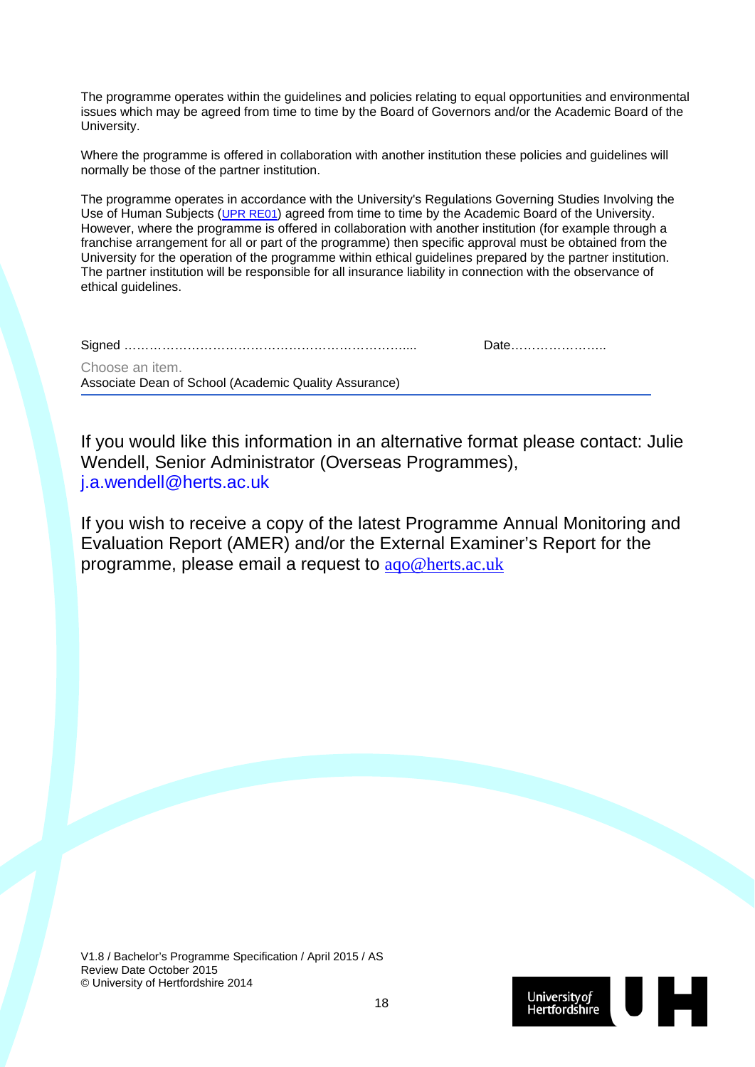The programme operates within the guidelines and policies relating to equal opportunities and environmental issues which may be agreed from time to time by the Board of Governors and/or the Academic Board of the University.

Where the programme is offered in collaboration with another institution these policies and guidelines will normally be those of the partner institution.

The programme operates in accordance with the University's Regulations Governing Studies Involving the Use of Human Subjects (UPR RE01) agreed from time to time by the Academic Board of the University. However, where the programme is offered in collaboration with another institution (for example through a franchise arrangement for all or part of the programme) then specific approval must be obtained from the University for the operation of the programme within ethical guidelines prepared by the partner institution. The partner institution will be responsible for all insurance liability in connection with the observance of ethical guidelines.

Signed ………………………………………………………….....                    Date…………………..

Choose an item.
Associate Dean of School (Academic Quality Assurance)

If you would like this information in an alternative format please contact: Julie Wendell, Senior Administrator (Overseas Programmes), j.a.wendell@herts.ac.uk

If you wish to receive a copy of the latest Programme Annual Monitoring and Evaluation Report (AMER) and/or the External Examiner's Report for the programme, please email a request to aqo@herts.ac.uk

V1.8 / Bachelor's Programme Specification / April 2015 / AS
Review Date October 2015
© University of Hertfordshire 2014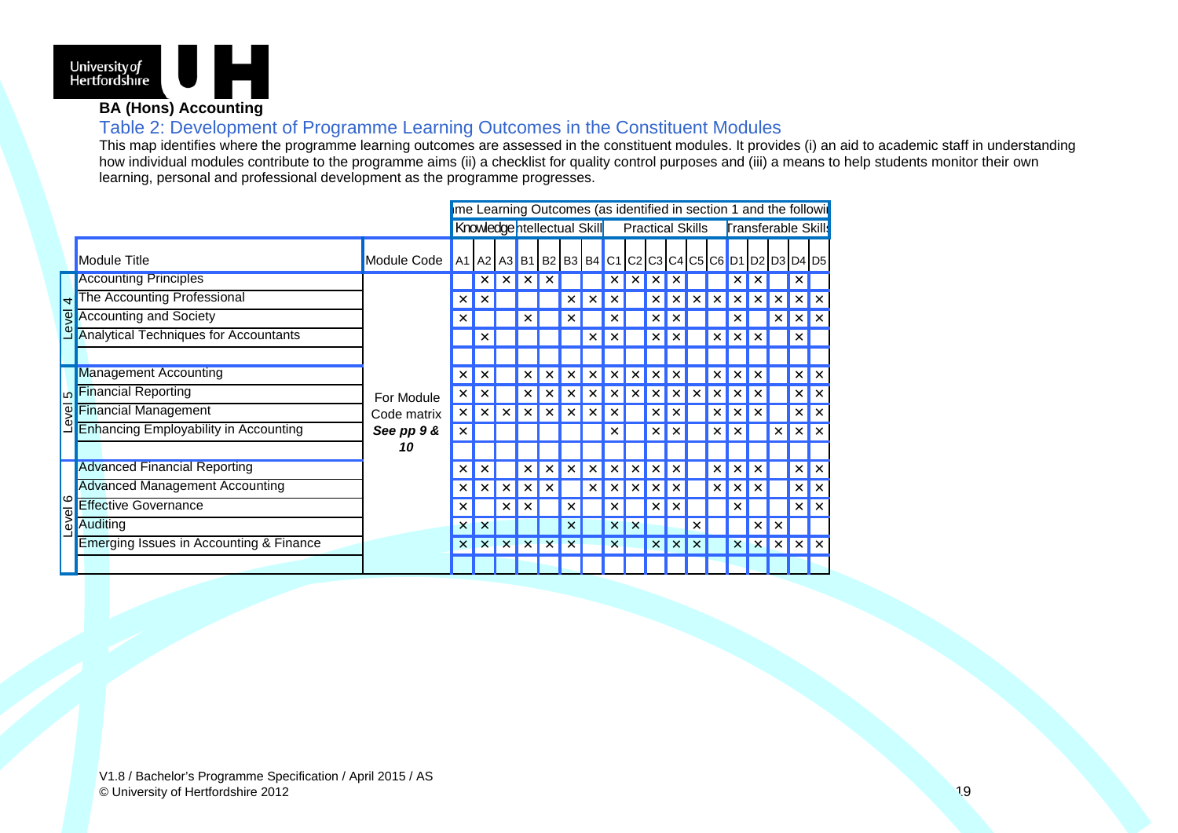**BA (Hons) Accounting**

## Table 2: Development of Programme Learning Outcomes in the Constituent Modules

This map identifies where the programme learning outcomes are assessed in the constituent modules. It provides (i) an aid to academic staff in understanding how individual modules contribute to the programme aims (ii) a checklist for quality control purposes and (iii) a means to help students monitor their own learning, personal and professional development as the programme progresses.

| | | | ıme Learning Outcomes (as identified in section 1 and the followi | | | | | | | | | | | | | | | | | |
|---|---|---|---|---|---|---|---|---|---|---|---|---|---|---|---|---|---|---|---|---|
| | | | Knowledge | | | ntellectual Skill | | | | Practical Skills | | | | | | Transferable Skills | | | | |
| | Module Title | Module Code | A1 | A2 | A3 | B1 | B2 | B3 | B4 | C1 | C2 | C3 | C4 | C5 | C6 | D1 | D2 | D3 | D4 | D5 |
| Level 4 | Accounting Principles | For Module Code matrix *See pp 9 & 10* | | × | × | × | × | | | × | × | × | × | | | × | × | | × | |
| | The Accounting Professional | | × | × | | | | × | × | × | | × | × | × | × | × | × | × | × | × |
| | Accounting and Society | | × | | | × | | × | | × | | × | × | | | × | | × | × | × |
| | Analytical Techniques for Accountants | | | × | | | | | × | × | | × | × | | × | × | × | | × | |
| Level 5 | Management Accounting | | × | × | | × | × | × | × | × | × | × | × | | × | × | × | | × | × |
| | Financial Reporting | | × | × | | × | × | × | × | × | × | × | × | × | × | × | × | | × | × |
| | Financial Management | | × | × | × | × | × | × | × | × | | × | × | | × | × | × | | × | × |
| | Enhancing Employability in Accounting | | × | | | | | | | × | | × | × | | × | × | | × | × | × |
| Level 6 | Advanced Financial Reporting | | × | × | | × | × | × | × | × | × | × | × | | × | × | × | | × | × |
| | Advanced Management Accounting | | × | × | × | × | × | | × | × | × | × | × | | × | × | × | | × | × |
| | Effective Governance | | × | | × | × | | × | | × | | × | × | | | × | | | × | × |
| | Auditing | | × | × | | | | × | | × | × | | | × | | | × | × | | |
| | Emerging Issues in Accounting & Finance | | × | × | × | × | × | × | | × | | × | × | × | | × | × | × | × | × |

V1.8 / Bachelor's Programme Specification / April 2015 / AS
© University of Hertfordshire 2012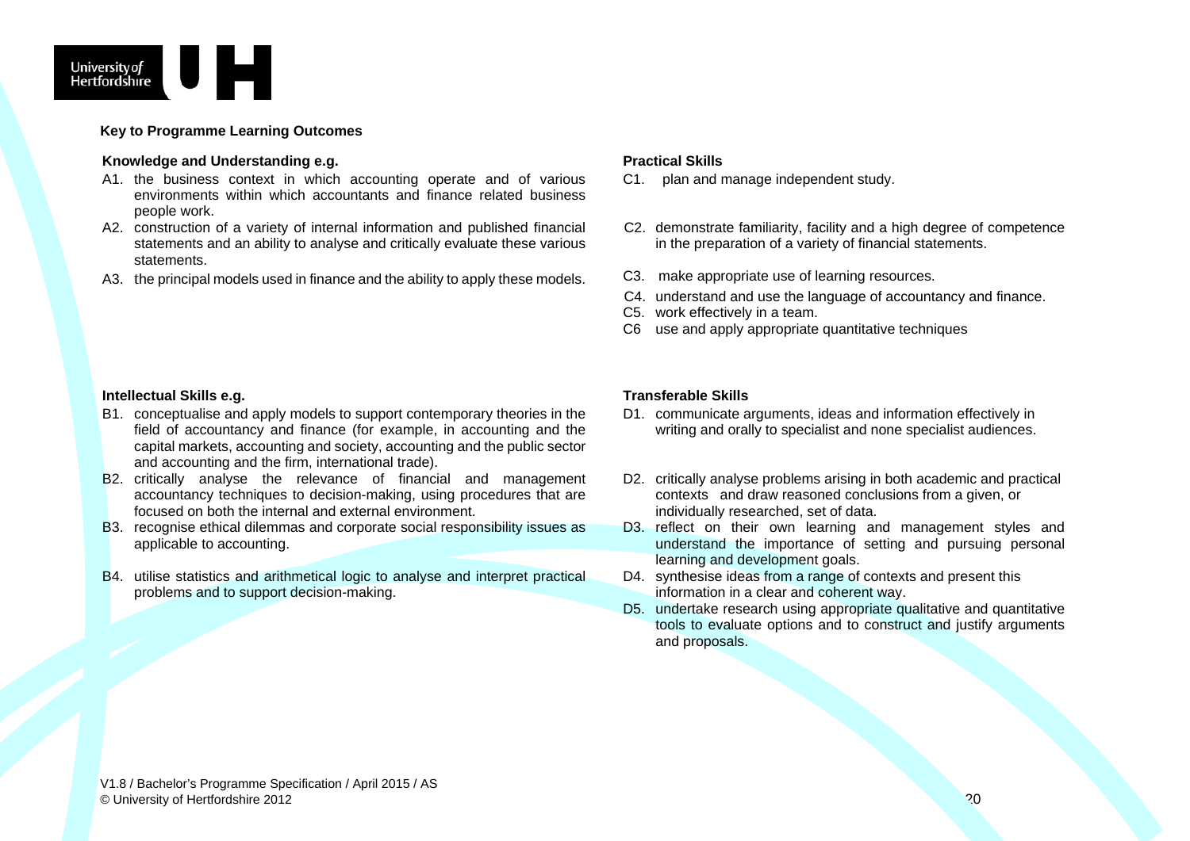## Key to Programme Learning Outcomes

### Knowledge and Understanding e.g.

- A1. the business context in which accounting operate and of various environments within which accountants and finance related business people work.
- A2. construction of a variety of internal information and published financial statements and an ability to analyse and critically evaluate these various statements.
- A3. the principal models used in finance and the ability to apply these models.

### Practical Skills

- C1. plan and manage independent study.
- C2. demonstrate familiarity, facility and a high degree of competence in the preparation of a variety of financial statements.
- C3. make appropriate use of learning resources.
- C4. understand and use the language of accountancy and finance.
- C5. work effectively in a team.
- C6 use and apply appropriate quantitative techniques

### Intellectual Skills e.g.

- B1. conceptualise and apply models to support contemporary theories in the field of accountancy and finance (for example, in accounting and the capital markets, accounting and society, accounting and the public sector and accounting and the firm, international trade).
- B2. critically analyse the relevance of financial and management accountancy techniques to decision-making, using procedures that are focused on both the internal and external environment.
- B3. recognise ethical dilemmas and corporate social responsibility issues as applicable to accounting.
- B4. utilise statistics and arithmetical logic to analyse and interpret practical problems and to support decision-making.

### Transferable Skills

- D1. communicate arguments, ideas and information effectively in writing and orally to specialist and none specialist audiences.
- D2. critically analyse problems arising in both academic and practical contexts and draw reasoned conclusions from a given, or individually researched, set of data.
- D3. reflect on their own learning and management styles and understand the importance of setting and pursuing personal learning and development goals.
- D4. synthesise ideas from a range of contexts and present this information in a clear and coherent way.
- D5. undertake research using appropriate qualitative and quantitative tools to evaluate options and to construct and justify arguments and proposals.